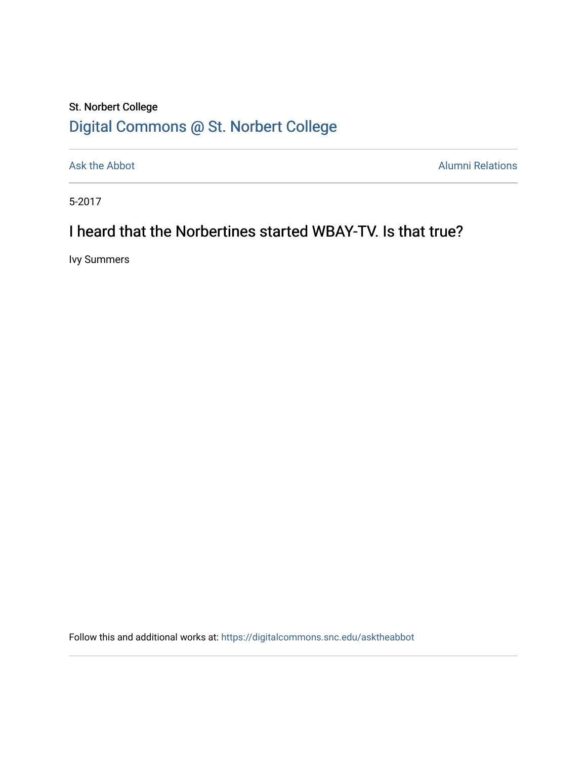St. Norbert College

# Digital Commons @ St. Norbert College

Ask the Abbot

Alumni Relations

5-2017

## I heard that the Norbertines started WBAY-TV. Is that true?

Ivy Summers

Follow this and additional works at: https://digitalcommons.snc.edu/asktheabbot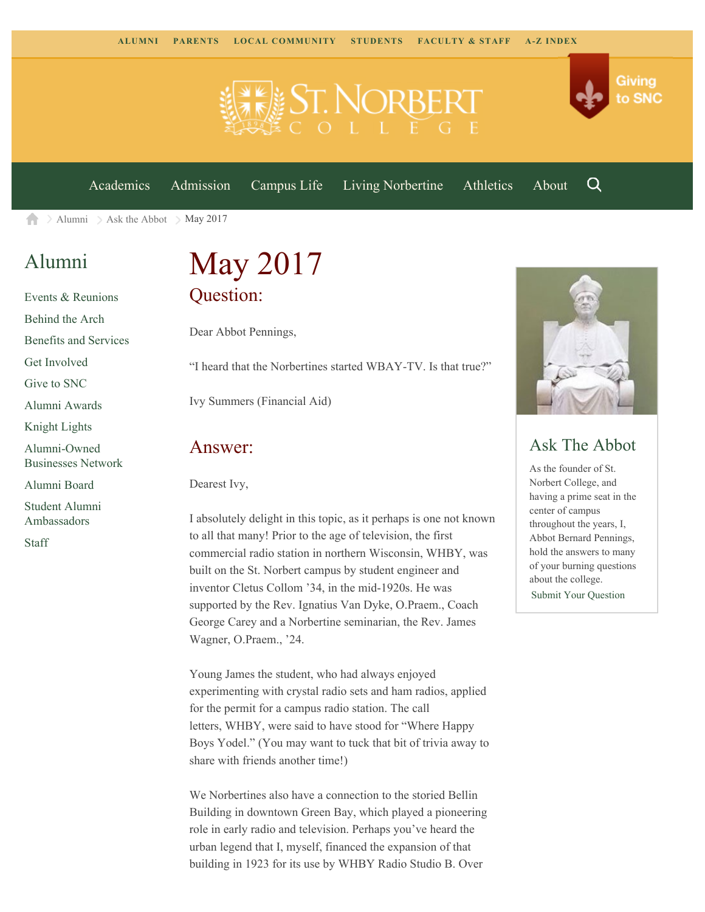ALUMNI PARENTS LOCAL COMMUNITY STUDENTS FACULTY & STAFF A-Z INDEX

Giving to SNC

Academics Admission Campus Life Living Norbertine Athletics About

Alumni > Ask the Abbot > May 2017

## Alumni

- Events & Reunions
- Behind the Arch
- Benefits and Services
- Get Involved
- Give to SNC
- Alumni Awards
- Knight Lights
- Alumni-Owned Businesses Network
- Alumni Board
- Student Alumni Ambassadors
- Staff

# May 2017

## Question:

Dear Abbot Pennings,

"I heard that the Norbertines started WBAY-TV. Is that true?"

Ivy Summers (Financial Aid)

## Answer:

Dearest Ivy,

I absolutely delight in this topic, as it perhaps is one not known to all that many! Prior to the age of television, the first commercial radio station in northern Wisconsin, WHBY, was built on the St. Norbert campus by student engineer and inventor Cletus Collom '34, in the mid-1920s. He was supported by the Rev. Ignatius Van Dyke, O.Praem., Coach George Carey and a Norbertine seminarian, the Rev. James Wagner, O.Praem., '24.

Young James the student, who had always enjoyed experimenting with crystal radio sets and ham radios, applied for the permit for a campus radio station. The call letters, WHBY, were said to have stood for "Where Happy Boys Yodel." (You may want to tuck that bit of trivia away to share with friends another time!)

We Norbertines also have a connection to the storied Bellin Building in downtown Green Bay, which played a pioneering role in early radio and television. Perhaps you've heard the urban legend that I, myself, financed the expansion of that building in 1923 for its use by WHBY Radio Studio B. Over

## Ask The Abbot

As the founder of St. Norbert College, and having a prime seat in the center of campus throughout the years, I, Abbot Bernard Pennings, hold the answers to many of your burning questions about the college.

Submit Your Question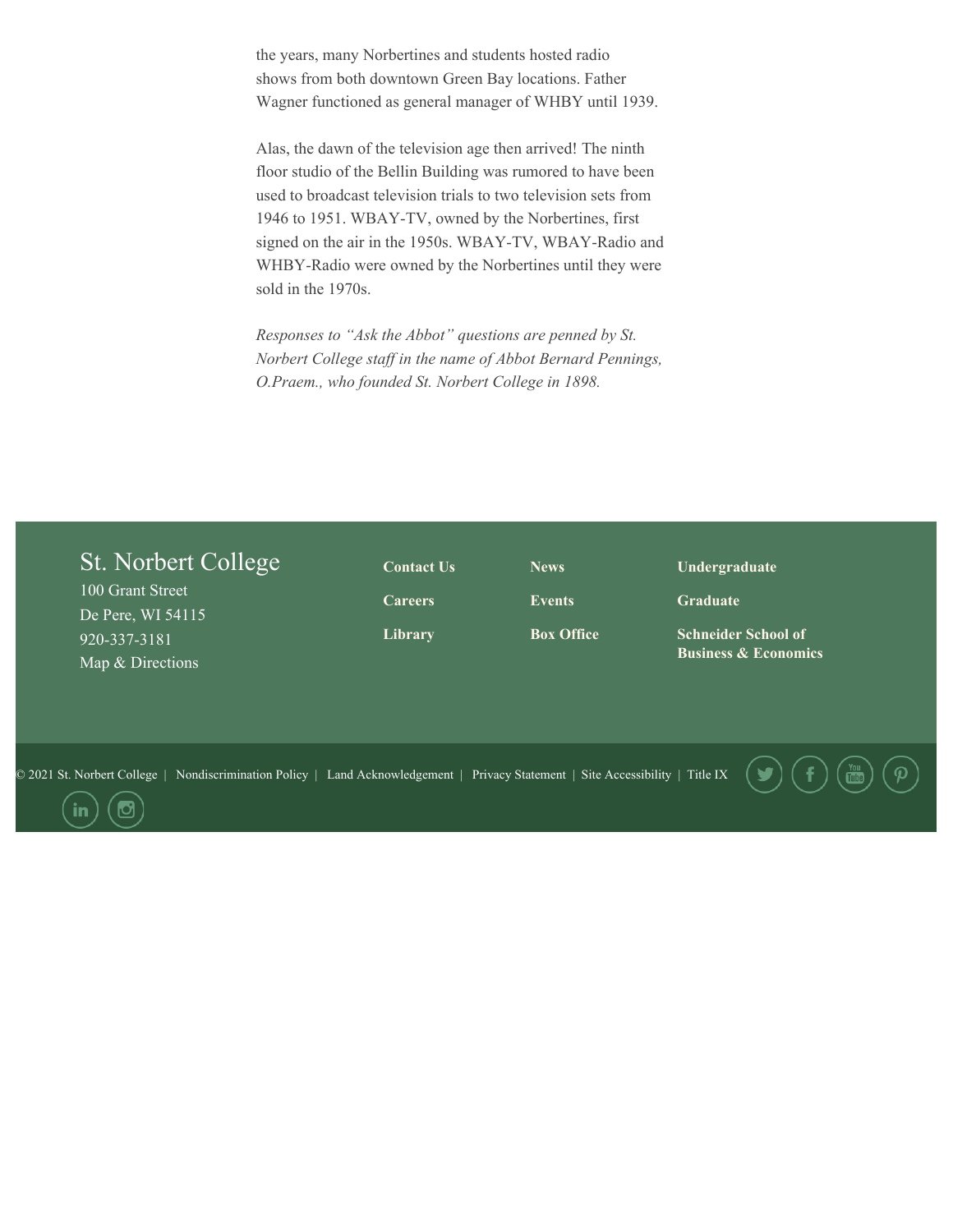the years, many Norbertines and students hosted radio shows from both downtown Green Bay locations. Father Wagner functioned as general manager of WHBY until 1939.

Alas, the dawn of the television age then arrived! The ninth floor studio of the Bellin Building was rumored to have been used to broadcast television trials to two television sets from 1946 to 1951. WBAY-TV, owned by the Norbertines, first signed on the air in the 1950s. WBAY-TV, WBAY-Radio and WHBY-Radio were owned by the Norbertines until they were sold in the 1970s.

*Responses to "Ask the Abbot" questions are penned by St. Norbert College staff in the name of Abbot Bernard Pennings, O.Praem., who founded St. Norbert College in 1898.*

St. Norbert College
100 Grant Street
De Pere, WI 54115
920-337-3181
Map & Directions

**Contact Us**
**Careers**
**Library**

**News**
**Events**
**Box Office**

**Undergraduate**
**Graduate**
**Schneider School of Business & Economics**

© 2021 St. Norbert College | Nondiscrimination Policy | Land Acknowledgement | Privacy Statement | Site Accessibility | Title IX